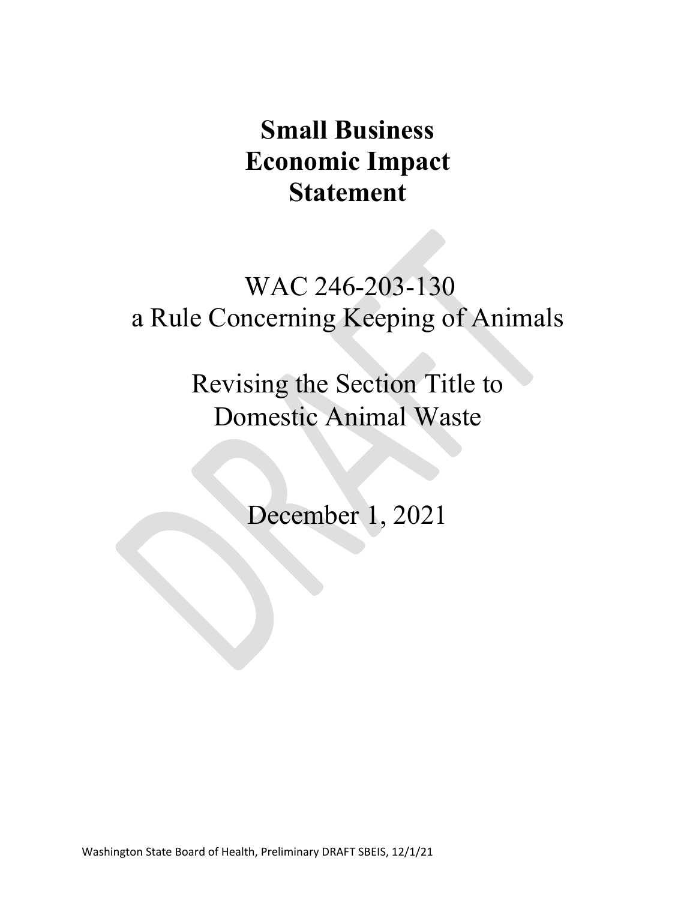# Small Business Economic Impact Statement

WAC 246-203-130
a Rule Concerning Keeping of Animals

Revising the Section Title to
Domestic Animal Waste

December 1, 2021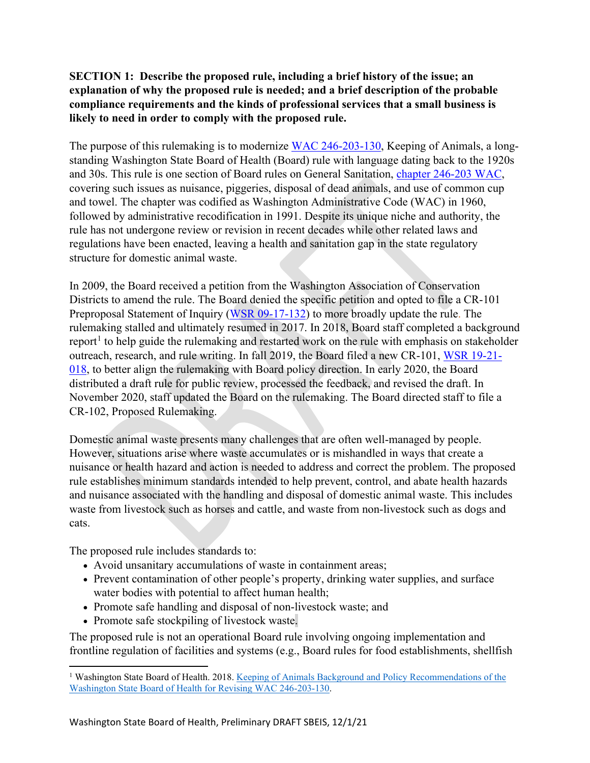**SECTION 1: Describe the proposed rule, including a brief history of the issue; an explanation of why the proposed rule is needed; and a brief description of the probable compliance requirements and the kinds of professional services that a small business is likely to need in order to comply with the proposed rule.**

The purpose of this rulemaking is to modernize WAC 246-203-130, Keeping of Animals, a long-standing Washington State Board of Health (Board) rule with language dating back to the 1920s and 30s. This rule is one section of Board rules on General Sanitation, chapter 246-203 WAC, covering such issues as nuisance, piggeries, disposal of dead animals, and use of common cup and towel. The chapter was codified as Washington Administrative Code (WAC) in 1960, followed by administrative recodification in 1991. Despite its unique niche and authority, the rule has not undergone review or revision in recent decades while other related laws and regulations have been enacted, leaving a health and sanitation gap in the state regulatory structure for domestic animal waste.

In 2009, the Board received a petition from the Washington Association of Conservation Districts to amend the rule. The Board denied the specific petition and opted to file a CR-101 Preproposal Statement of Inquiry (WSR 09-17-132) to more broadly update the rule. The rulemaking stalled and ultimately resumed in 2017. In 2018, Board staff completed a background report[1] to help guide the rulemaking and restarted work on the rule with emphasis on stakeholder outreach, research, and rule writing. In fall 2019, the Board filed a new CR-101, WSR 19-21-018, to better align the rulemaking with Board policy direction. In early 2020, the Board distributed a draft rule for public review, processed the feedback, and revised the draft. In November 2020, staff updated the Board on the rulemaking. The Board directed staff to file a CR-102, Proposed Rulemaking.

Domestic animal waste presents many challenges that are often well-managed by people. However, situations arise where waste accumulates or is mishandled in ways that create a nuisance or health hazard and action is needed to address and correct the problem. The proposed rule establishes minimum standards intended to help prevent, control, and abate health hazards and nuisance associated with the handling and disposal of domestic animal waste. This includes waste from livestock such as horses and cattle, and waste from non-livestock such as dogs and cats.

The proposed rule includes standards to:

- Avoid unsanitary accumulations of waste in containment areas;
- Prevent contamination of other people's property, drinking water supplies, and surface water bodies with potential to affect human health;
- Promote safe handling and disposal of non-livestock waste; and
- Promote safe stockpiling of livestock waste.

The proposed rule is not an operational Board rule involving ongoing implementation and frontline regulation of facilities and systems (e.g., Board rules for food establishments, shellfish

[1] Washington State Board of Health. 2018. Keeping of Animals Background and Policy Recommendations of the Washington State Board of Health for Revising WAC 246-203-130.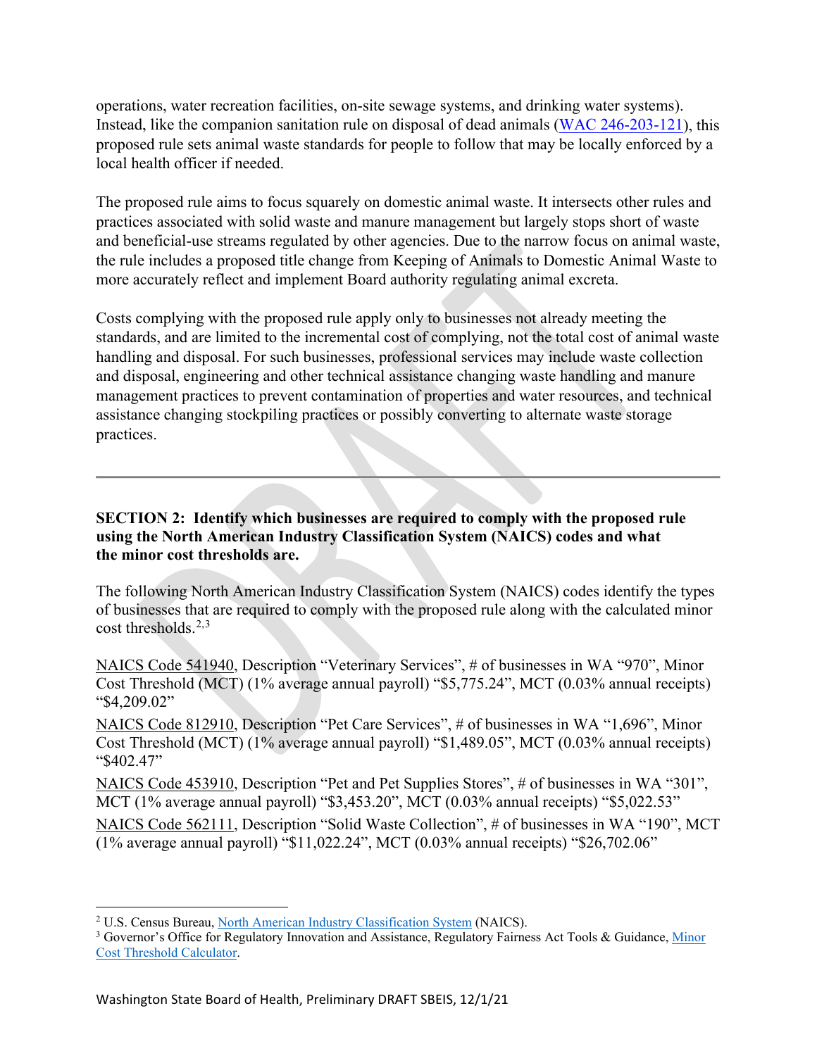operations, water recreation facilities, on-site sewage systems, and drinking water systems). Instead, like the companion sanitation rule on disposal of dead animals (WAC 246-203-121), this proposed rule sets animal waste standards for people to follow that may be locally enforced by a local health officer if needed.

The proposed rule aims to focus squarely on domestic animal waste. It intersects other rules and practices associated with solid waste and manure management but largely stops short of waste and beneficial-use streams regulated by other agencies. Due to the narrow focus on animal waste, the rule includes a proposed title change from Keeping of Animals to Domestic Animal Waste to more accurately reflect and implement Board authority regulating animal excreta.

Costs complying with the proposed rule apply only to businesses not already meeting the standards, and are limited to the incremental cost of complying, not the total cost of animal waste handling and disposal. For such businesses, professional services may include waste collection and disposal, engineering and other technical assistance changing waste handling and manure management practices to prevent contamination of properties and water resources, and technical assistance changing stockpiling practices or possibly converting to alternate waste storage practices.

---

**SECTION 2: Identify which businesses are required to comply with the proposed rule using the North American Industry Classification System (NAICS) codes and what the minor cost thresholds are.**

The following North American Industry Classification System (NAICS) codes identify the types of businesses that are required to comply with the proposed rule along with the calculated minor cost thresholds.[2,3]

NAICS Code 541940, Description "Veterinary Services", # of businesses in WA "970", Minor Cost Threshold (MCT) (1% average annual payroll) "$5,775.24", MCT (0.03% annual receipts) "$4,209.02"

NAICS Code 812910, Description "Pet Care Services", # of businesses in WA "1,696", Minor Cost Threshold (MCT) (1% average annual payroll) "$1,489.05", MCT (0.03% annual receipts) "$402.47"

NAICS Code 453910, Description "Pet and Pet Supplies Stores", # of businesses in WA "301", MCT (1% average annual payroll) "$3,453.20", MCT (0.03% annual receipts) "$5,022.53"

NAICS Code 562111, Description "Solid Waste Collection", # of businesses in WA "190", MCT (1% average annual payroll) "$11,022.24", MCT (0.03% annual receipts) "$26,702.06"

---

[2] U.S. Census Bureau, North American Industry Classification System (NAICS).

[3] Governor's Office for Regulatory Innovation and Assistance, Regulatory Fairness Act Tools & Guidance, Minor Cost Threshold Calculator.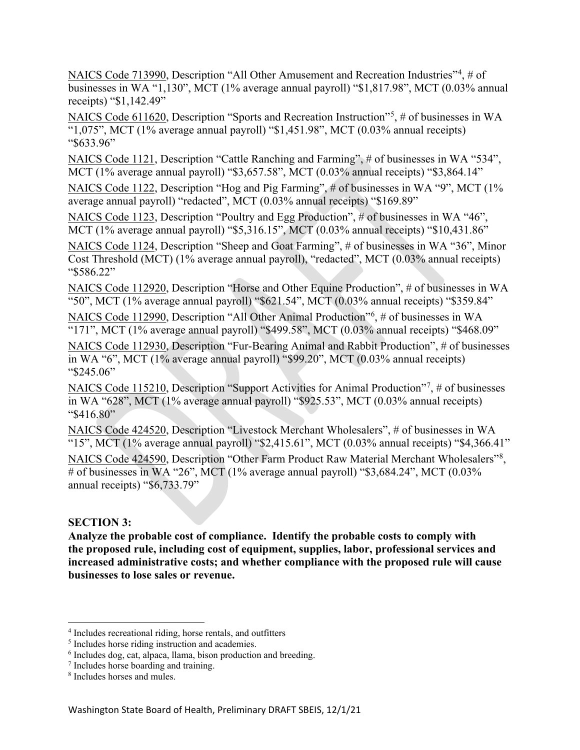NAICS Code 713990, Description "All Other Amusement and Recreation Industries"[4], # of businesses in WA "1,130", MCT (1% average annual payroll) "$1,817.98", MCT (0.03% annual receipts) "$1,142.49"

NAICS Code 611620, Description "Sports and Recreation Instruction"[5], # of businesses in WA "1,075", MCT (1% average annual payroll) "$1,451.98", MCT (0.03% annual receipts) "$633.96"

NAICS Code 1121, Description "Cattle Ranching and Farming", # of businesses in WA "534", MCT (1% average annual payroll) "$3,657.58", MCT (0.03% annual receipts) "$3,864.14"

NAICS Code 1122, Description "Hog and Pig Farming", # of businesses in WA "9", MCT (1% average annual payroll) "redacted", MCT (0.03% annual receipts) "$169.89"

NAICS Code 1123, Description "Poultry and Egg Production", # of businesses in WA "46", MCT (1% average annual payroll) "$5,316.15", MCT (0.03% annual receipts) "$10,431.86"

NAICS Code 1124, Description "Sheep and Goat Farming", # of businesses in WA "36", Minor Cost Threshold (MCT) (1% average annual payroll), "redacted", MCT (0.03% annual receipts) "$586.22"

NAICS Code 112920, Description "Horse and Other Equine Production", # of businesses in WA "50", MCT (1% average annual payroll) "$621.54", MCT (0.03% annual receipts) "$359.84"

NAICS Code 112990, Description "All Other Animal Production"[6], # of businesses in WA "171", MCT (1% average annual payroll) "$499.58", MCT (0.03% annual receipts) "$468.09"

NAICS Code 112930, Description "Fur-Bearing Animal and Rabbit Production", # of businesses in WA "6", MCT (1% average annual payroll) "$99.20", MCT (0.03% annual receipts) "$245.06"

NAICS Code 115210, Description "Support Activities for Animal Production"[7], # of businesses in WA "628", MCT (1% average annual payroll) "$925.53", MCT (0.03% annual receipts) "$416.80"

NAICS Code 424520, Description "Livestock Merchant Wholesalers", # of businesses in WA "15", MCT (1% average annual payroll) "$2,415.61", MCT (0.03% annual receipts) "$4,366.41"

NAICS Code 424590, Description "Other Farm Product Raw Material Merchant Wholesalers"[8], # of businesses in WA "26", MCT (1% average annual payroll) "$3,684.24", MCT (0.03% annual receipts) "$6,733.79"

**SECTION 3:**

**Analyze the probable cost of compliance. Identify the probable costs to comply with the proposed rule, including cost of equipment, supplies, labor, professional services and increased administrative costs; and whether compliance with the proposed rule will cause businesses to lose sales or revenue.**

---

[4] Includes recreational riding, horse rentals, and outfitters

[5] Includes horse riding instruction and academies.

[6] Includes dog, cat, alpaca, llama, bison production and breeding.

[7] Includes horse boarding and training.

[8] Includes horses and mules.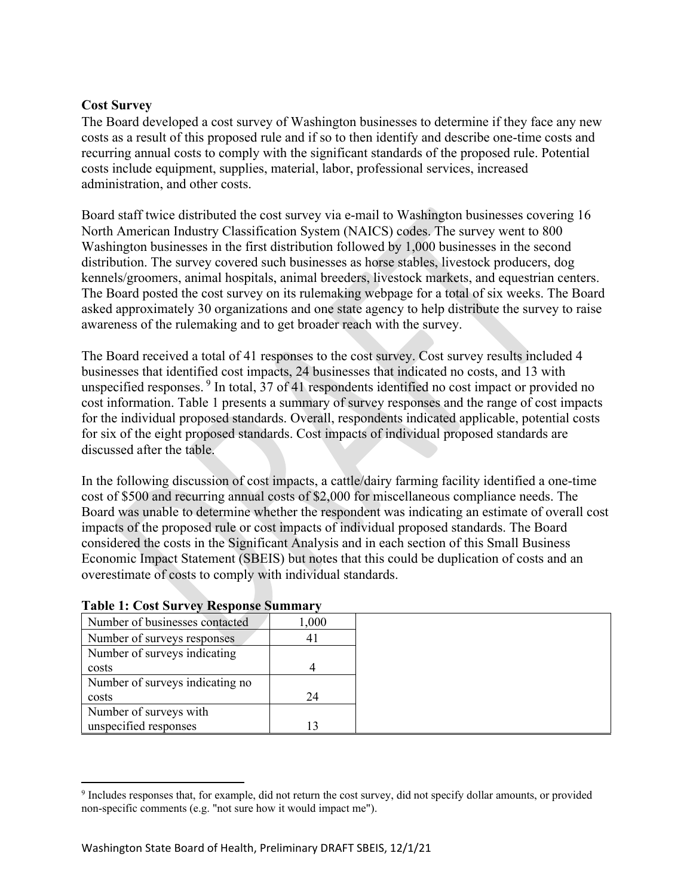**Cost Survey**

The Board developed a cost survey of Washington businesses to determine if they face any new costs as a result of this proposed rule and if so to then identify and describe one-time costs and recurring annual costs to comply with the significant standards of the proposed rule. Potential costs include equipment, supplies, material, labor, professional services, increased administration, and other costs.

Board staff twice distributed the cost survey via e-mail to Washington businesses covering 16 North American Industry Classification System (NAICS) codes. The survey went to 800 Washington businesses in the first distribution followed by 1,000 businesses in the second distribution. The survey covered such businesses as horse stables, livestock producers, dog kennels/groomers, animal hospitals, animal breeders, livestock markets, and equestrian centers. The Board posted the cost survey on its rulemaking webpage for a total of six weeks. The Board asked approximately 30 organizations and one state agency to help distribute the survey to raise awareness of the rulemaking and to get broader reach with the survey.

The Board received a total of 41 responses to the cost survey. Cost survey results included 4 businesses that identified cost impacts, 24 businesses that indicated no costs, and 13 with unspecified responses.[9] In total, 37 of 41 respondents identified no cost impact or provided no cost information. Table 1 presents a summary of survey responses and the range of cost impacts for the individual proposed standards. Overall, respondents indicated applicable, potential costs for six of the eight proposed standards. Cost impacts of individual proposed standards are discussed after the table.

In the following discussion of cost impacts, a cattle/dairy farming facility identified a one-time cost of $500 and recurring annual costs of $2,000 for miscellaneous compliance needs. The Board was unable to determine whether the respondent was indicating an estimate of overall cost impacts of the proposed rule or cost impacts of individual proposed standards. The Board considered the costs in the Significant Analysis and in each section of this Small Business Economic Impact Statement (SBEIS) but notes that this could be duplication of costs and an overestimate of costs to comply with individual standards.

**Table 1: Cost Survey Response Summary**

| Number of businesses contacted | 1,000 | |
|---|---|---|
| Number of surveys responses | 41 | |
| Number of surveys indicating costs | 4 | |
| Number of surveys indicating no costs | 24 | |
| Number of surveys with unspecified responses | 13 | |

[9] Includes responses that, for example, did not return the cost survey, did not specify dollar amounts, or provided non-specific comments (e.g. "not sure how it would impact me").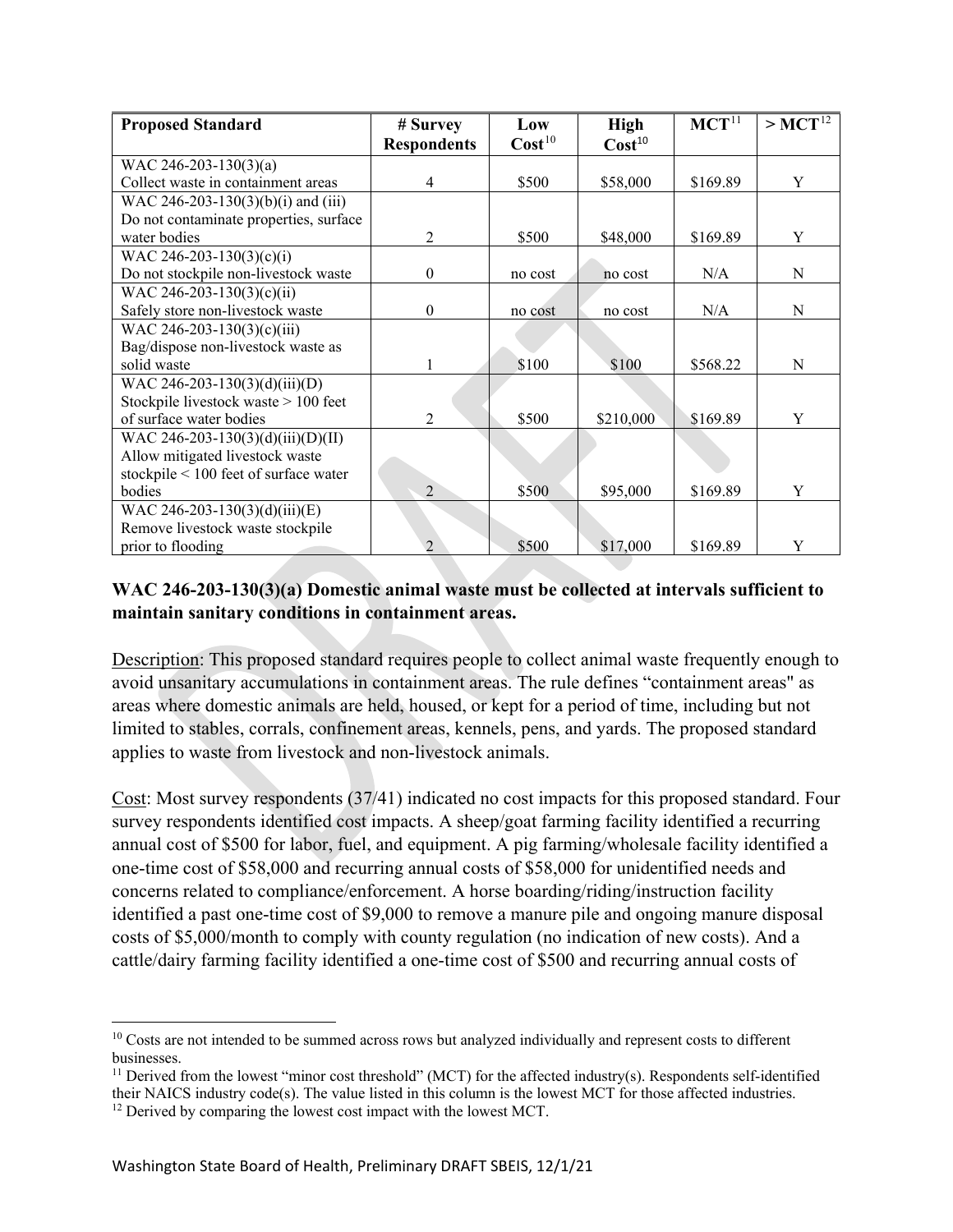| Proposed Standard | # Survey Respondents | Low Cost[10] | High Cost[10] | MCT[11] | > MCT[12] |
|---|---|---|---|---|---|
| WAC 246-203-130(3)(a) Collect waste in containment areas | 4 | \$500 | \$58,000 | \$169.89 | Y |
| WAC 246-203-130(3)(b)(i) and (iii) Do not contaminate properties, surface water bodies | 2 | \$500 | \$48,000 | \$169.89 | Y |
| WAC 246-203-130(3)(c)(i) Do not stockpile non-livestock waste | 0 | no cost | no cost | N/A | N |
| WAC 246-203-130(3)(c)(ii) Safely store non-livestock waste | 0 | no cost | no cost | N/A | N |
| WAC 246-203-130(3)(c)(iii) Bag/dispose non-livestock waste as solid waste | 1 | \$100 | \$100 | \$568.22 | N |
| WAC 246-203-130(3)(d)(iii)(D) Stockpile livestock waste > 100 feet of surface water bodies | 2 | \$500 | \$210,000 | \$169.89 | Y |
| WAC 246-203-130(3)(d)(iii)(D)(II) Allow mitigated livestock waste stockpile < 100 feet of surface water bodies | 2 | \$500 | \$95,000 | \$169.89 | Y |
| WAC 246-203-130(3)(d)(iii)(E) Remove livestock waste stockpile prior to flooding | 2 | \$500 | \$17,000 | \$169.89 | Y |

**WAC 246-203-130(3)(a) Domestic animal waste must be collected at intervals sufficient to maintain sanitary conditions in containment areas.**

Description: This proposed standard requires people to collect animal waste frequently enough to avoid unsanitary accumulations in containment areas. The rule defines "containment areas" as areas where domestic animals are held, housed, or kept for a period of time, including but not limited to stables, corrals, confinement areas, kennels, pens, and yards. The proposed standard applies to waste from livestock and non-livestock animals.

Cost: Most survey respondents (37/41) indicated no cost impacts for this proposed standard. Four survey respondents identified cost impacts. A sheep/goat farming facility identified a recurring annual cost of \$500 for labor, fuel, and equipment. A pig farming/wholesale facility identified a one-time cost of \$58,000 and recurring annual costs of \$58,000 for unidentified needs and concerns related to compliance/enforcement. A horse boarding/riding/instruction facility identified a past one-time cost of \$9,000 to remove a manure pile and ongoing manure disposal costs of \$5,000/month to comply with county regulation (no indication of new costs). And a cattle/dairy farming facility identified a one-time cost of \$500 and recurring annual costs of

[10] Costs are not intended to be summed across rows but analyzed individually and represent costs to different businesses.

[11] Derived from the lowest "minor cost threshold" (MCT) for the affected industry(s). Respondents self-identified their NAICS industry code(s). The value listed in this column is the lowest MCT for those affected industries.

[12] Derived by comparing the lowest cost impact with the lowest MCT.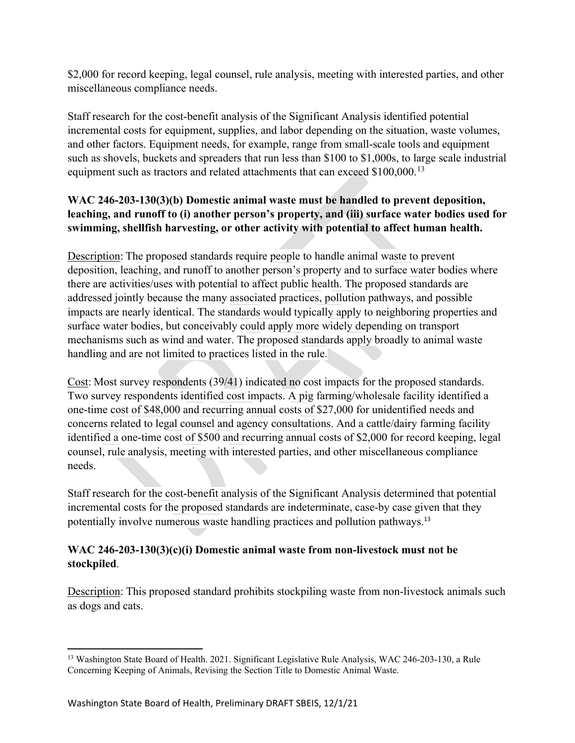$2,000 for record keeping, legal counsel, rule analysis, meeting with interested parties, and other miscellaneous compliance needs.

Staff research for the cost-benefit analysis of the Significant Analysis identified potential incremental costs for equipment, supplies, and labor depending on the situation, waste volumes, and other factors. Equipment needs, for example, range from small-scale tools and equipment such as shovels, buckets and spreaders that run less than $100 to $1,000s, to large scale industrial equipment such as tractors and related attachments that can exceed $100,000.[13]

**WAC 246-203-130(3)(b) Domestic animal waste must be handled to prevent deposition, leaching, and runoff to (i) another person's property, and (iii) surface water bodies used for swimming, shellfish harvesting, or other activity with potential to affect human health.**

Description: The proposed standards require people to handle animal waste to prevent deposition, leaching, and runoff to another person's property and to surface water bodies where there are activities/uses with potential to affect public health. The proposed standards are addressed jointly because the many associated practices, pollution pathways, and possible impacts are nearly identical. The standards would typically apply to neighboring properties and surface water bodies, but conceivably could apply more widely depending on transport mechanisms such as wind and water. The proposed standards apply broadly to animal waste handling and are not limited to practices listed in the rule.

Cost: Most survey respondents (39/41) indicated no cost impacts for the proposed standards. Two survey respondents identified cost impacts. A pig farming/wholesale facility identified a one-time cost of $48,000 and recurring annual costs of $27,000 for unidentified needs and concerns related to legal counsel and agency consultations. And a cattle/dairy farming facility identified a one-time cost of $500 and recurring annual costs of $2,000 for record keeping, legal counsel, rule analysis, meeting with interested parties, and other miscellaneous compliance needs.

Staff research for the cost-benefit analysis of the Significant Analysis determined that potential incremental costs for the proposed standards are indeterminate, case-by case given that they potentially involve numerous waste handling practices and pollution pathways.[13]

**WAC 246-203-130(3)(c)(i) Domestic animal waste from non-livestock must not be stockpiled**.

Description: This proposed standard prohibits stockpiling waste from non-livestock animals such as dogs and cats.

---

[13] Washington State Board of Health. 2021. Significant Legislative Rule Analysis, WAC 246-203-130, a Rule Concerning Keeping of Animals, Revising the Section Title to Domestic Animal Waste.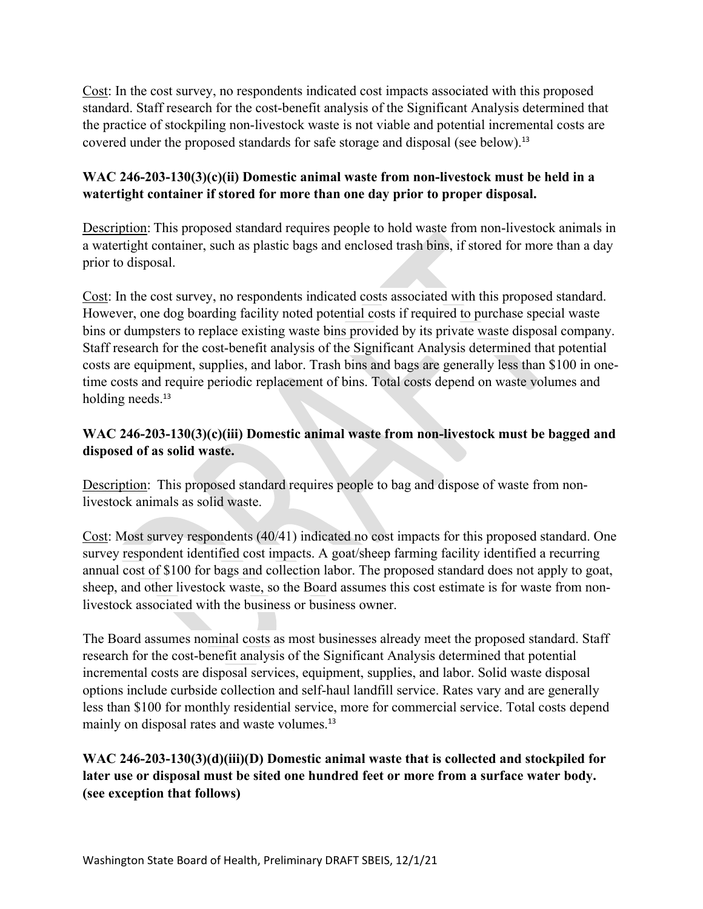Cost: In the cost survey, no respondents indicated cost impacts associated with this proposed standard. Staff research for the cost-benefit analysis of the Significant Analysis determined that the practice of stockpiling non-livestock waste is not viable and potential incremental costs are covered under the proposed standards for safe storage and disposal (see below).[13]

**WAC 246-203-130(3)(c)(ii) Domestic animal waste from non-livestock must be held in a watertight container if stored for more than one day prior to proper disposal.**

Description: This proposed standard requires people to hold waste from non-livestock animals in a watertight container, such as plastic bags and enclosed trash bins, if stored for more than a day prior to disposal.

Cost: In the cost survey, no respondents indicated costs associated with this proposed standard. However, one dog boarding facility noted potential costs if required to purchase special waste bins or dumpsters to replace existing waste bins provided by its private waste disposal company. Staff research for the cost-benefit analysis of the Significant Analysis determined that potential costs are equipment, supplies, and labor. Trash bins and bags are generally less than $100 in one-time costs and require periodic replacement of bins. Total costs depend on waste volumes and holding needs.[13]

**WAC 246-203-130(3)(c)(iii) Domestic animal waste from non-livestock must be bagged and disposed of as solid waste.**

Description: This proposed standard requires people to bag and dispose of waste from non-livestock animals as solid waste.

Cost: Most survey respondents (40/41) indicated no cost impacts for this proposed standard. One survey respondent identified cost impacts. A goat/sheep farming facility identified a recurring annual cost of $100 for bags and collection labor. The proposed standard does not apply to goat, sheep, and other livestock waste, so the Board assumes this cost estimate is for waste from non-livestock associated with the business or business owner.

The Board assumes nominal costs as most businesses already meet the proposed standard. Staff research for the cost-benefit analysis of the Significant Analysis determined that potential incremental costs are disposal services, equipment, supplies, and labor. Solid waste disposal options include curbside collection and self-haul landfill service. Rates vary and are generally less than $100 for monthly residential service, more for commercial service. Total costs depend mainly on disposal rates and waste volumes.[13]

**WAC 246-203-130(3)(d)(iii)(D) Domestic animal waste that is collected and stockpiled for later use or disposal must be sited one hundred feet or more from a surface water body. (see exception that follows)**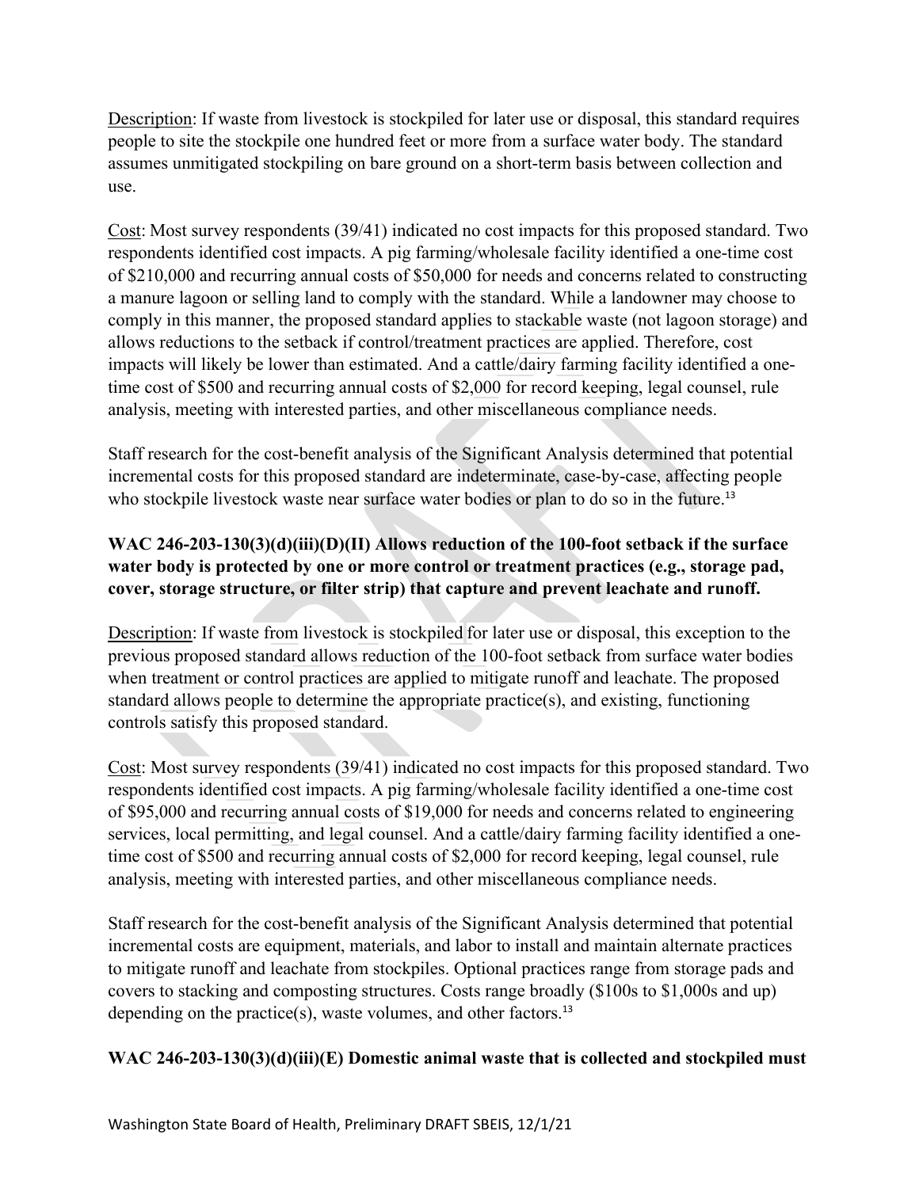Description: If waste from livestock is stockpiled for later use or disposal, this standard requires people to site the stockpile one hundred feet or more from a surface water body. The standard assumes unmitigated stockpiling on bare ground on a short-term basis between collection and use.

Cost: Most survey respondents (39/41) indicated no cost impacts for this proposed standard. Two respondents identified cost impacts. A pig farming/wholesale facility identified a one-time cost of $210,000 and recurring annual costs of $50,000 for needs and concerns related to constructing a manure lagoon or selling land to comply with the standard. While a landowner may choose to comply in this manner, the proposed standard applies to stackable waste (not lagoon storage) and allows reductions to the setback if control/treatment practices are applied. Therefore, cost impacts will likely be lower than estimated. And a cattle/dairy farming facility identified a one-time cost of $500 and recurring annual costs of $2,000 for record keeping, legal counsel, rule analysis, meeting with interested parties, and other miscellaneous compliance needs.

Staff research for the cost-benefit analysis of the Significant Analysis determined that potential incremental costs for this proposed standard are indeterminate, case-by-case, affecting people who stockpile livestock waste near surface water bodies or plan to do so in the future.[13]

**WAC 246-203-130(3)(d)(iii)(D)(II) Allows reduction of the 100-foot setback if the surface water body is protected by one or more control or treatment practices (e.g., storage pad, cover, storage structure, or filter strip) that capture and prevent leachate and runoff.**

Description: If waste from livestock is stockpiled for later use or disposal, this exception to the previous proposed standard allows reduction of the 100-foot setback from surface water bodies when treatment or control practices are applied to mitigate runoff and leachate. The proposed standard allows people to determine the appropriate practice(s), and existing, functioning controls satisfy this proposed standard.

Cost: Most survey respondents (39/41) indicated no cost impacts for this proposed standard. Two respondents identified cost impacts. A pig farming/wholesale facility identified a one-time cost of $95,000 and recurring annual costs of $19,000 for needs and concerns related to engineering services, local permitting, and legal counsel. And a cattle/dairy farming facility identified a one-time cost of $500 and recurring annual costs of $2,000 for record keeping, legal counsel, rule analysis, meeting with interested parties, and other miscellaneous compliance needs.

Staff research for the cost-benefit analysis of the Significant Analysis determined that potential incremental costs are equipment, materials, and labor to install and maintain alternate practices to mitigate runoff and leachate from stockpiles. Optional practices range from storage pads and covers to stacking and composting structures. Costs range broadly ($100s to $1,000s and up) depending on the practice(s), waste volumes, and other factors.[13]

**WAC 246-203-130(3)(d)(iii)(E) Domestic animal waste that is collected and stockpiled must**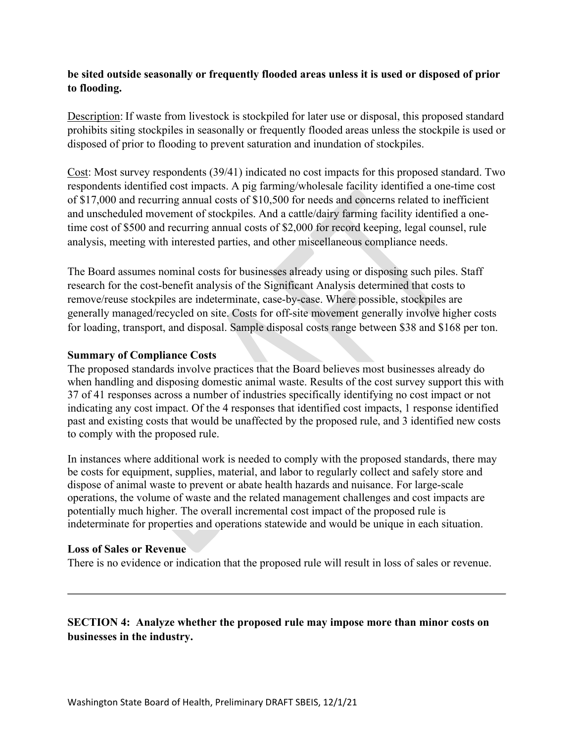**be sited outside seasonally or frequently flooded areas unless it is used or disposed of prior to flooding.**

Description: If waste from livestock is stockpiled for later use or disposal, this proposed standard prohibits siting stockpiles in seasonally or frequently flooded areas unless the stockpile is used or disposed of prior to flooding to prevent saturation and inundation of stockpiles.

Cost: Most survey respondents (39/41) indicated no cost impacts for this proposed standard. Two respondents identified cost impacts. A pig farming/wholesale facility identified a one-time cost of $17,000 and recurring annual costs of $10,500 for needs and concerns related to inefficient and unscheduled movement of stockpiles. And a cattle/dairy farming facility identified a one-time cost of $500 and recurring annual costs of $2,000 for record keeping, legal counsel, rule analysis, meeting with interested parties, and other miscellaneous compliance needs.

The Board assumes nominal costs for businesses already using or disposing such piles. Staff research for the cost-benefit analysis of the Significant Analysis determined that costs to remove/reuse stockpiles are indeterminate, case-by-case. Where possible, stockpiles are generally managed/recycled on site. Costs for off-site movement generally involve higher costs for loading, transport, and disposal. Sample disposal costs range between $38 and $168 per ton.

**Summary of Compliance Costs**

The proposed standards involve practices that the Board believes most businesses already do when handling and disposing domestic animal waste. Results of the cost survey support this with 37 of 41 responses across a number of industries specifically identifying no cost impact or not indicating any cost impact. Of the 4 responses that identified cost impacts, 1 response identified past and existing costs that would be unaffected by the proposed rule, and 3 identified new costs to comply with the proposed rule.

In instances where additional work is needed to comply with the proposed standards, there may be costs for equipment, supplies, material, and labor to regularly collect and safely store and dispose of animal waste to prevent or abate health hazards and nuisance. For large-scale operations, the volume of waste and the related management challenges and cost impacts are potentially much higher. The overall incremental cost impact of the proposed rule is indeterminate for properties and operations statewide and would be unique in each situation.

**Loss of Sales or Revenue**

There is no evidence or indication that the proposed rule will result in loss of sales or revenue.

---

**SECTION 4: Analyze whether the proposed rule may impose more than minor costs on businesses in the industry.**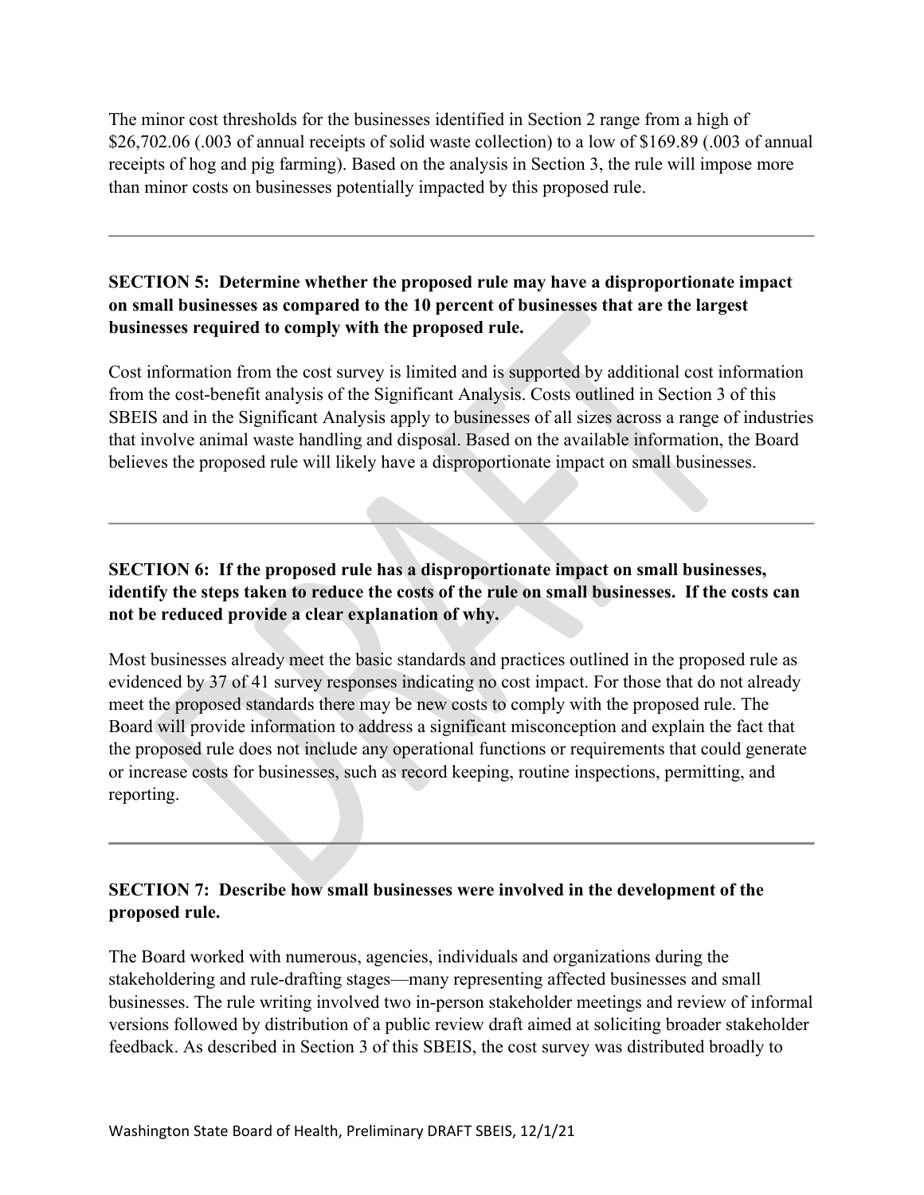The minor cost thresholds for the businesses identified in Section 2 range from a high of $26,702.06 (.003 of annual receipts of solid waste collection) to a low of $169.89 (.003 of annual receipts of hog and pig farming). Based on the analysis in Section 3, the rule will impose more than minor costs on businesses potentially impacted by this proposed rule.

---

**SECTION 5: Determine whether the proposed rule may have a disproportionate impact on small businesses as compared to the 10 percent of businesses that are the largest businesses required to comply with the proposed rule.**

Cost information from the cost survey is limited and is supported by additional cost information from the cost-benefit analysis of the Significant Analysis. Costs outlined in Section 3 of this SBEIS and in the Significant Analysis apply to businesses of all sizes across a range of industries that involve animal waste handling and disposal. Based on the available information, the Board believes the proposed rule will likely have a disproportionate impact on small businesses.

---

**SECTION 6: If the proposed rule has a disproportionate impact on small businesses, identify the steps taken to reduce the costs of the rule on small businesses. If the costs can not be reduced provide a clear explanation of why.**

Most businesses already meet the basic standards and practices outlined in the proposed rule as evidenced by 37 of 41 survey responses indicating no cost impact. For those that do not already meet the proposed standards there may be new costs to comply with the proposed rule. The Board will provide information to address a significant misconception and explain the fact that the proposed rule does not include any operational functions or requirements that could generate or increase costs for businesses, such as record keeping, routine inspections, permitting, and reporting.

---

**SECTION 7: Describe how small businesses were involved in the development of the proposed rule.**

The Board worked with numerous, agencies, individuals and organizations during the stakeholdering and rule-drafting stages—many representing affected businesses and small businesses. The rule writing involved two in-person stakeholder meetings and review of informal versions followed by distribution of a public review draft aimed at soliciting broader stakeholder feedback. As described in Section 3 of this SBEIS, the cost survey was distributed broadly to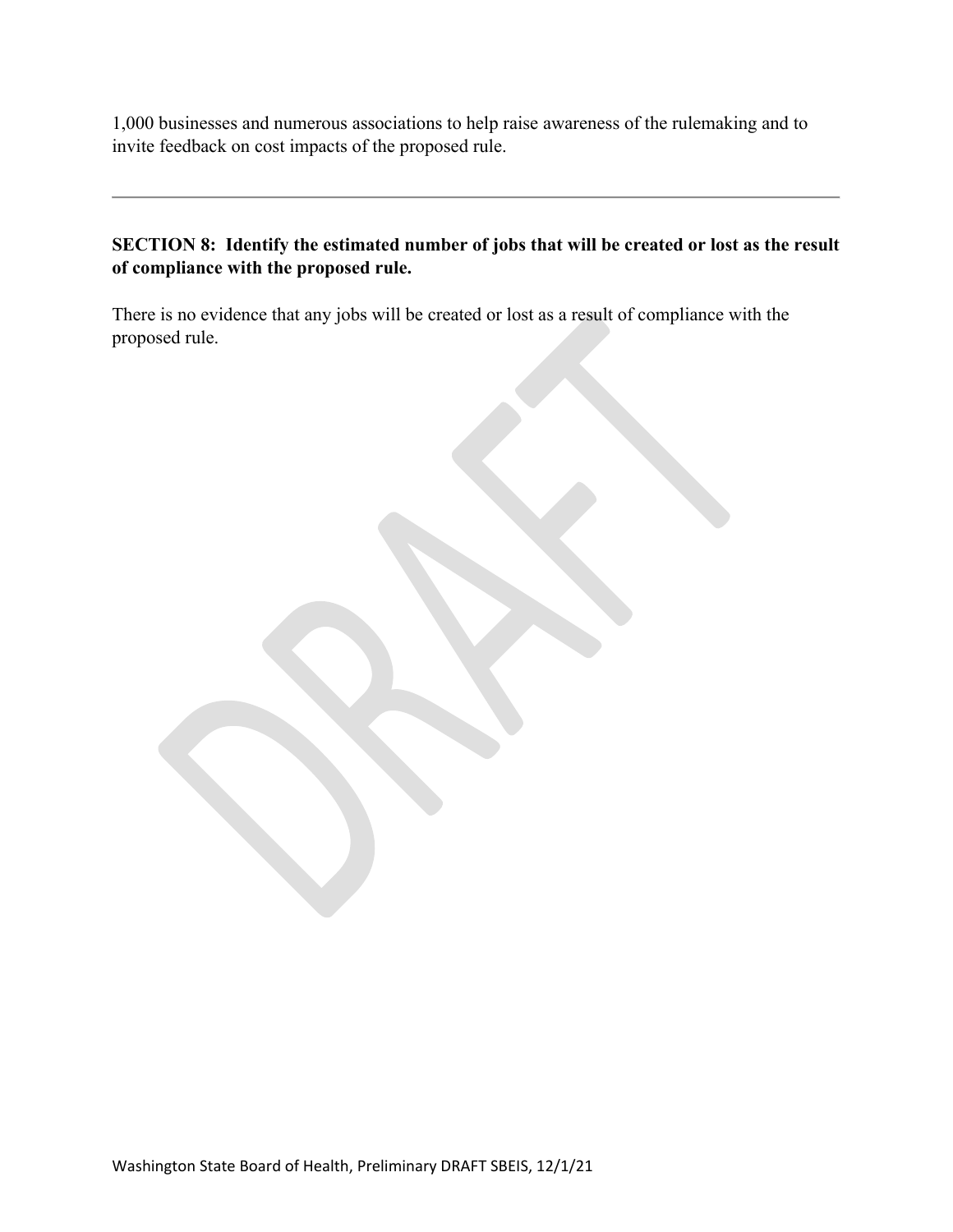1,000 businesses and numerous associations to help raise awareness of the rulemaking and to invite feedback on cost impacts of the proposed rule.

---

**SECTION 8: Identify the estimated number of jobs that will be created or lost as the result of compliance with the proposed rule.**

There is no evidence that any jobs will be created or lost as a result of compliance with the proposed rule.